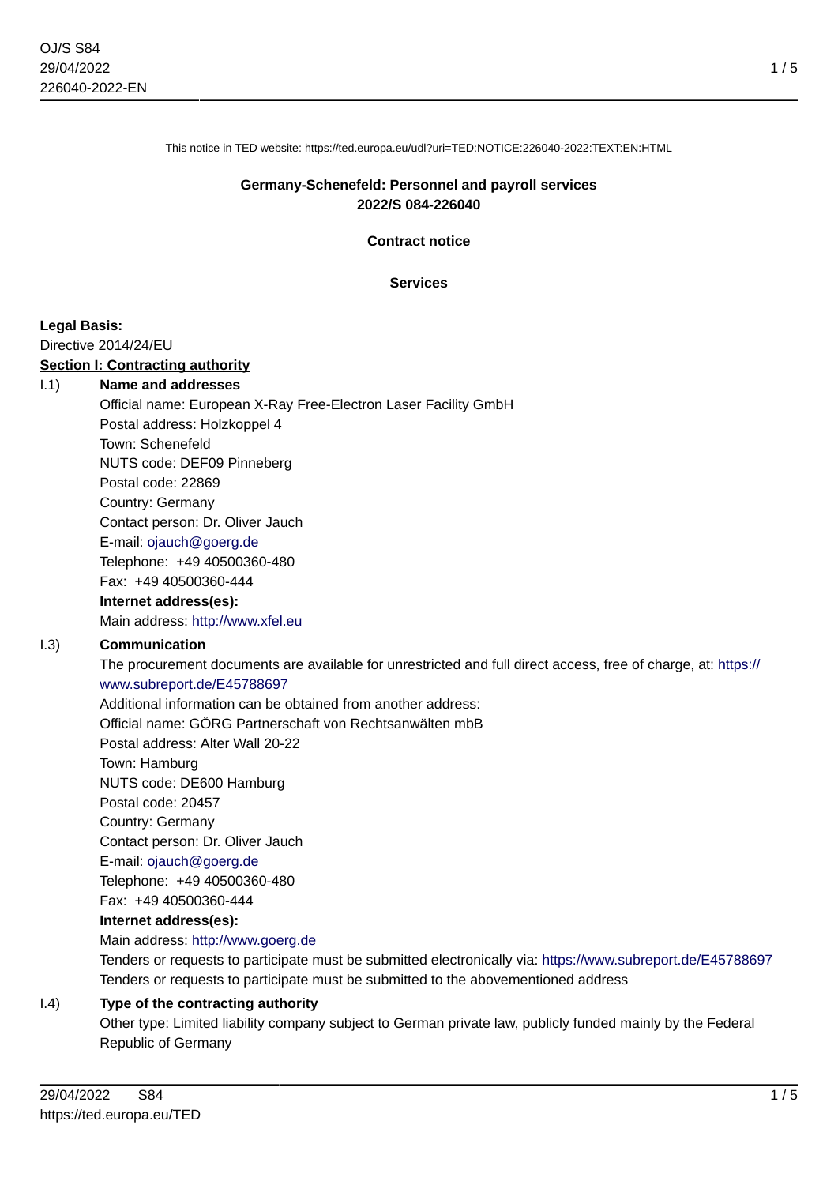This notice in TED website: https://ted.europa.eu/udl?uri=TED:NOTICE:226040-2022:TEXT:EN:HTML

**Germany-Schenefeld: Personnel and payroll services**
**2022/S 084-226040**

**Contract notice**

**Services**

**Legal Basis:**
Directive 2014/24/EU

**Section I: Contracting authority**

I.1) **Name and addresses**

Official name: European X-Ray Free-Electron Laser Facility GmbH
Postal address: Holzkoppel 4
Town: Schenefeld
NUTS code: DEF09 Pinneberg
Postal code: 22869
Country: Germany
Contact person: Dr. Oliver Jauch
E-mail: ojauch@goerg.de
Telephone: +49 40500360-480
Fax: +49 40500360-444

**Internet address(es):**

Main address: http://www.xfel.eu

I.3) **Communication**

The procurement documents are available for unrestricted and full direct access, free of charge, at: https://www.subreport.de/E45788697

Additional information can be obtained from another address:
Official name: GÖRG Partnerschaft von Rechtsanwälten mbB
Postal address: Alter Wall 20-22
Town: Hamburg
NUTS code: DE600 Hamburg
Postal code: 20457
Country: Germany
Contact person: Dr. Oliver Jauch
E-mail: ojauch@goerg.de
Telephone: +49 40500360-480
Fax: +49 40500360-444

**Internet address(es):**

Main address: http://www.goerg.de

Tenders or requests to participate must be submitted electronically via: https://www.subreport.de/E45788697
Tenders or requests to participate must be submitted to the abovementioned address

I.4) **Type of the contracting authority**

Other type: Limited liability company subject to German private law, publicly funded mainly by the Federal Republic of Germany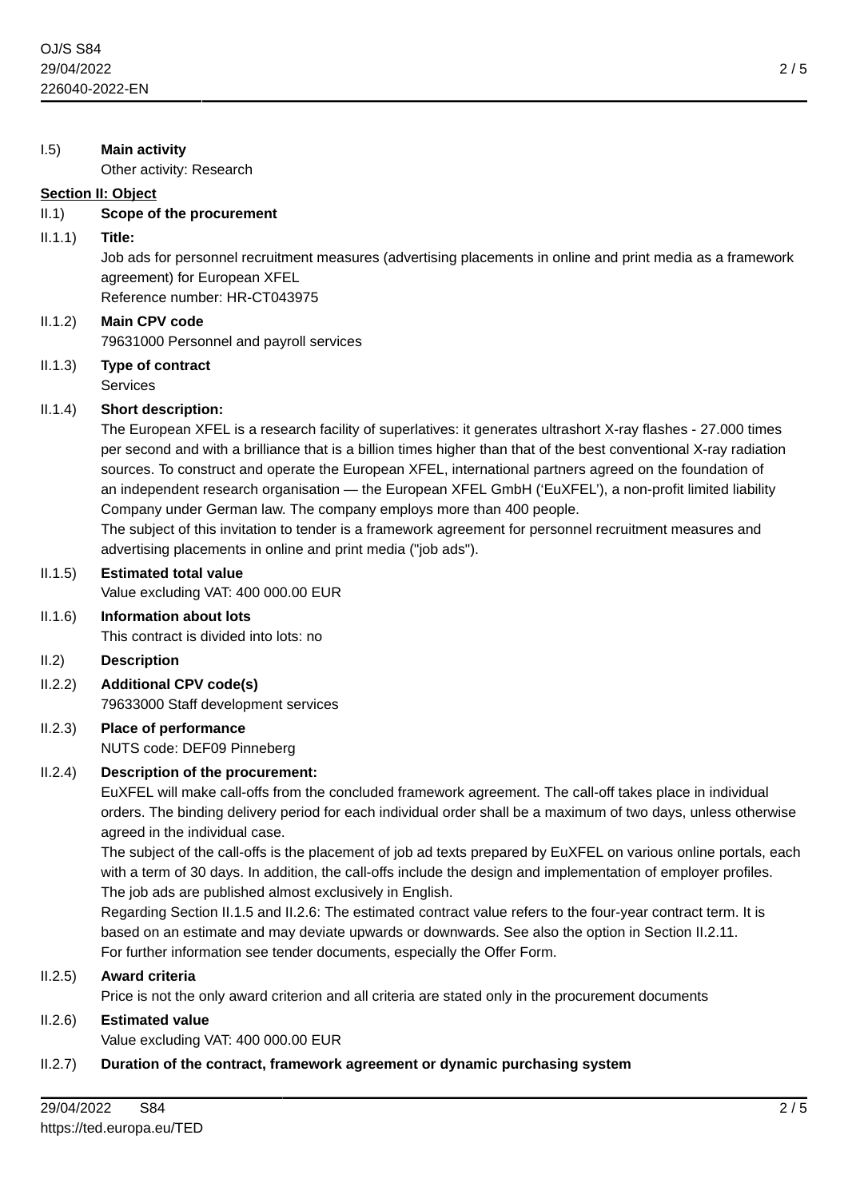I.5) **Main activity**

Other activity: Research

**Section II: Object**

II.1) **Scope of the procurement**

II.1.1) **Title:**

Job ads for personnel recruitment measures (advertising placements in online and print media as a framework agreement) for European XFEL
Reference number: HR-CT043975

II.1.2) **Main CPV code**

79631000 Personnel and payroll services

II.1.3) **Type of contract**

Services

II.1.4) **Short description:**

The European XFEL is a research facility of superlatives: it generates ultrashort X-ray flashes - 27.000 times per second and with a brilliance that is a billion times higher than that of the best conventional X-ray radiation sources. To construct and operate the European XFEL, international partners agreed on the foundation of an independent research organisation — the European XFEL GmbH (‘EuXFEL’), a non-profit limited liability Company under German law. The company employs more than 400 people.
The subject of this invitation to tender is a framework agreement for personnel recruitment measures and advertising placements in online and print media ("job ads").

II.1.5) **Estimated total value**

Value excluding VAT: 400 000.00 EUR

II.1.6) **Information about lots**

This contract is divided into lots: no

II.2) **Description**

II.2.2) **Additional CPV code(s)**

79633000 Staff development services

II.2.3) **Place of performance**

NUTS code: DEF09 Pinneberg

II.2.4) **Description of the procurement:**

EuXFEL will make call-offs from the concluded framework agreement. The call-off takes place in individual orders. The binding delivery period for each individual order shall be a maximum of two days, unless otherwise agreed in the individual case.
The subject of the call-offs is the placement of job ad texts prepared by EuXFEL on various online portals, each with a term of 30 days. In addition, the call-offs include the design and implementation of employer profiles. The job ads are published almost exclusively in English.
Regarding Section II.1.5 and II.2.6: The estimated contract value refers to the four-year contract term. It is based on an estimate and may deviate upwards or downwards. See also the option in Section II.2.11.
For further information see tender documents, especially the Offer Form.

II.2.5) **Award criteria**

Price is not the only award criterion and all criteria are stated only in the procurement documents

II.2.6) **Estimated value**

Value excluding VAT: 400 000.00 EUR

II.2.7) **Duration of the contract, framework agreement or dynamic purchasing system**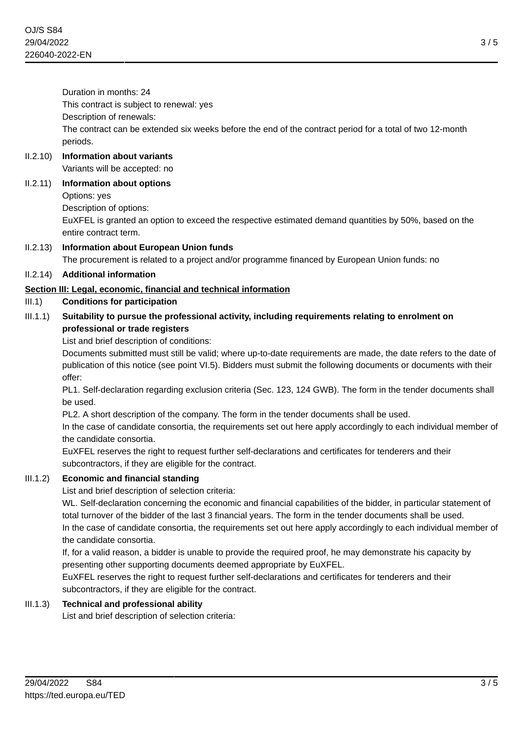Duration in months: 24

This contract is subject to renewal: yes

Description of renewals:

The contract can be extended six weeks before the end of the contract period for a total of two 12-month periods.

II.2.10) **Information about variants**

Variants will be accepted: no

II.2.11) **Information about options**

Options: yes

Description of options:

EuXFEL is granted an option to exceed the respective estimated demand quantities by 50%, based on the entire contract term.

II.2.13) **Information about European Union funds**

The procurement is related to a project and/or programme financed by European Union funds: no

II.2.14) **Additional information**

## Section III: Legal, economic, financial and technical information

III.1) **Conditions for participation**

III.1.1) **Suitability to pursue the professional activity, including requirements relating to enrolment on professional or trade registers**

List and brief description of conditions:

Documents submitted must still be valid; where up-to-date requirements are made, the date refers to the date of publication of this notice (see point VI.5). Bidders must submit the following documents or documents with their offer:

PL1. Self-declaration regarding exclusion criteria (Sec. 123, 124 GWB). The form in the tender documents shall be used.

PL2. A short description of the company. The form in the tender documents shall be used.

In the case of candidate consortia, the requirements set out here apply accordingly to each individual member of the candidate consortia.

EuXFEL reserves the right to request further self-declarations and certificates for tenderers and their subcontractors, if they are eligible for the contract.

III.1.2) **Economic and financial standing**

List and brief description of selection criteria:

WL. Self-declaration concerning the economic and financial capabilities of the bidder, in particular statement of total turnover of the bidder of the last 3 financial years. The form in the tender documents shall be used.

In the case of candidate consortia, the requirements set out here apply accordingly to each individual member of the candidate consortia.

If, for a valid reason, a bidder is unable to provide the required proof, he may demonstrate his capacity by presenting other supporting documents deemed appropriate by EuXFEL.

EuXFEL reserves the right to request further self-declarations and certificates for tenderers and their subcontractors, if they are eligible for the contract.

III.1.3) **Technical and professional ability**

List and brief description of selection criteria: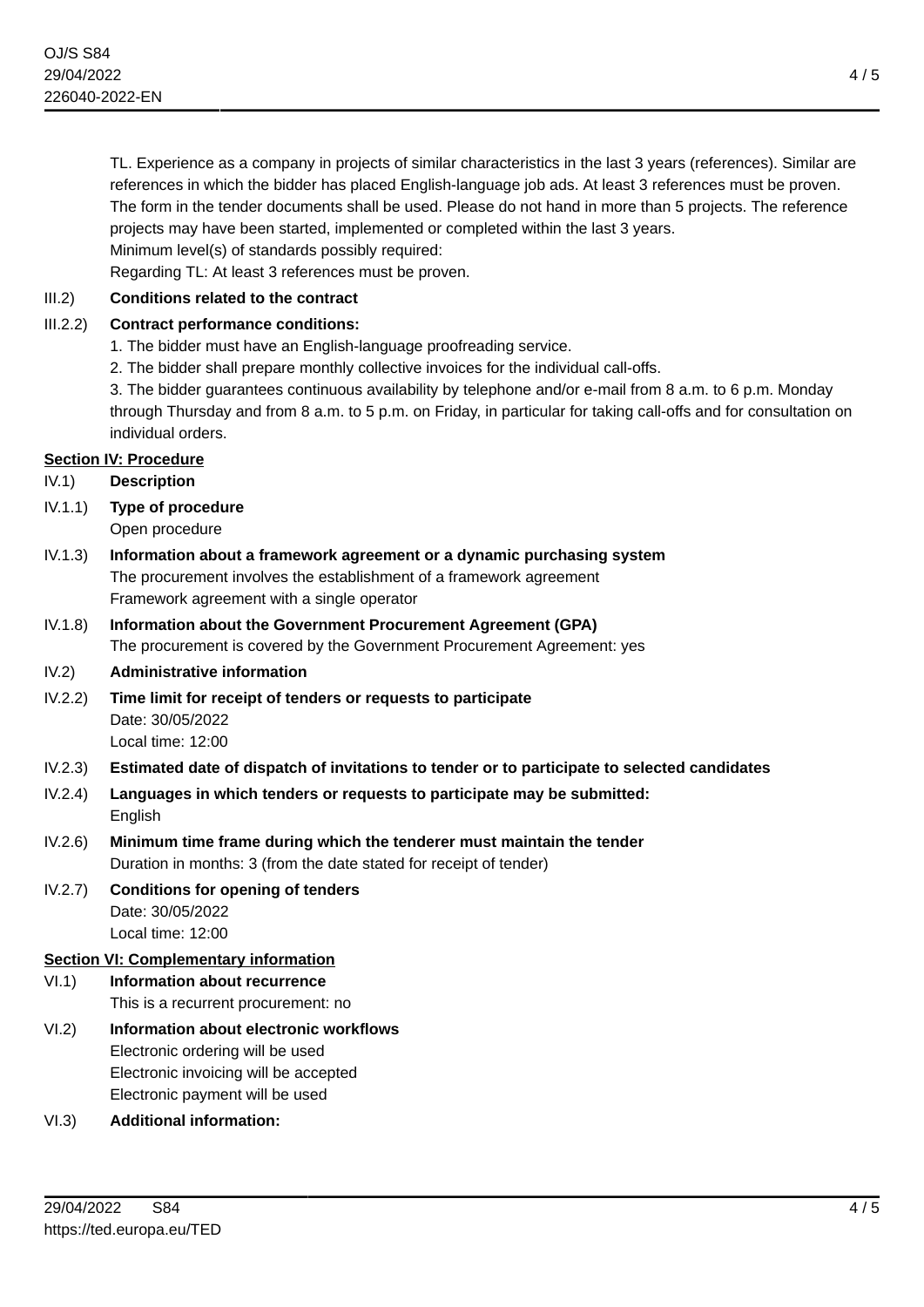TL. Experience as a company in projects of similar characteristics in the last 3 years (references). Similar are references in which the bidder has placed English-language job ads. At least 3 references must be proven. The form in the tender documents shall be used. Please do not hand in more than 5 projects. The reference projects may have been started, implemented or completed within the last 3 years.
Minimum level(s) of standards possibly required:
Regarding TL: At least 3 references must be proven.

III.2) **Conditions related to the contract**

III.2.2) **Contract performance conditions:**
1. The bidder must have an English-language proofreading service.
2. The bidder shall prepare monthly collective invoices for the individual call-offs.
3. The bidder guarantees continuous availability by telephone and/or e-mail from 8 a.m. to 6 p.m. Monday through Thursday and from 8 a.m. to 5 p.m. on Friday, in particular for taking call-offs and for consultation on individual orders.

## Section IV: Procedure

IV.1) **Description**

IV.1.1) **Type of procedure**
Open procedure

IV.1.3) **Information about a framework agreement or a dynamic purchasing system**
The procurement involves the establishment of a framework agreement
Framework agreement with a single operator

IV.1.8) **Information about the Government Procurement Agreement (GPA)**
The procurement is covered by the Government Procurement Agreement: yes

IV.2) **Administrative information**

IV.2.2) **Time limit for receipt of tenders or requests to participate**
Date: 30/05/2022
Local time: 12:00

IV.2.3) **Estimated date of dispatch of invitations to tender or to participate to selected candidates**

IV.2.4) **Languages in which tenders or requests to participate may be submitted:**
English

IV.2.6) **Minimum time frame during which the tenderer must maintain the tender**
Duration in months: 3 (from the date stated for receipt of tender)

IV.2.7) **Conditions for opening of tenders**
Date: 30/05/2022
Local time: 12:00

## Section VI: Complementary information

VI.1) **Information about recurrence**
This is a recurrent procurement: no

VI.2) **Information about electronic workflows**
Electronic ordering will be used
Electronic invoicing will be accepted
Electronic payment will be used

VI.3) **Additional information:**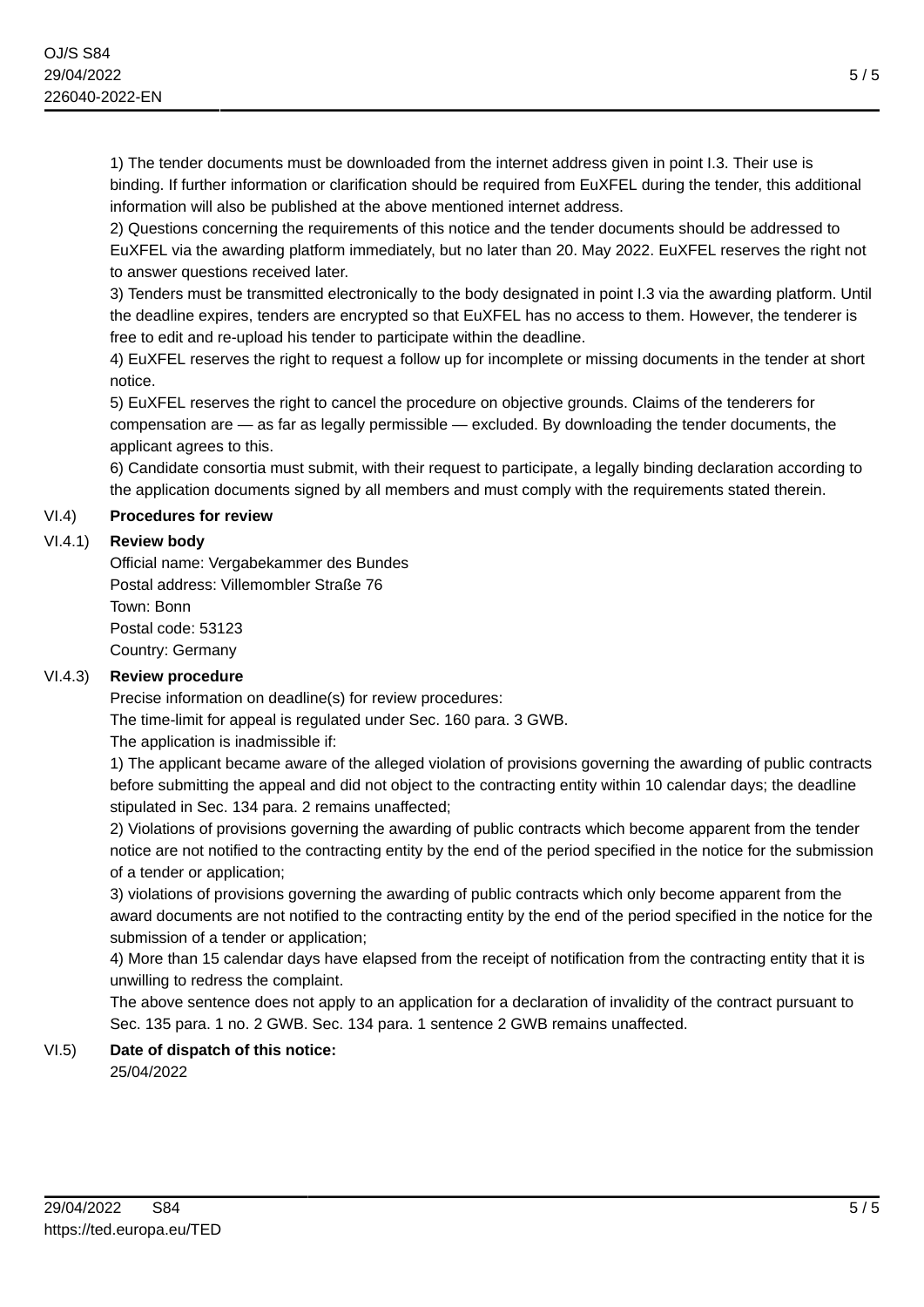1) The tender documents must be downloaded from the internet address given in point I.3. Their use is binding. If further information or clarification should be required from EuXFEL during the tender, this additional information will also be published at the above mentioned internet address.
2) Questions concerning the requirements of this notice and the tender documents should be addressed to EuXFEL via the awarding platform immediately, but no later than 20. May 2022. EuXFEL reserves the right not to answer questions received later.
3) Tenders must be transmitted electronically to the body designated in point I.3 via the awarding platform. Until the deadline expires, tenders are encrypted so that EuXFEL has no access to them. However, the tenderer is free to edit and re-upload his tender to participate within the deadline.
4) EuXFEL reserves the right to request a follow up for incomplete or missing documents in the tender at short notice.
5) EuXFEL reserves the right to cancel the procedure on objective grounds. Claims of the tenderers for compensation are — as far as legally permissible — excluded. By downloading the tender documents, the applicant agrees to this.
6) Candidate consortia must submit, with their request to participate, a legally binding declaration according to the application documents signed by all members and must comply with the requirements stated therein.

VI.4) **Procedures for review**

VI.4.1) **Review body**

Official name: Vergabekammer des Bundes
Postal address: Villemombler Straße 76
Town: Bonn
Postal code: 53123
Country: Germany

VI.4.3) **Review procedure**

Precise information on deadline(s) for review procedures:
The time-limit for appeal is regulated under Sec. 160 para. 3 GWB.
The application is inadmissible if:
1) The applicant became aware of the alleged violation of provisions governing the awarding of public contracts before submitting the appeal and did not object to the contracting entity within 10 calendar days; the deadline stipulated in Sec. 134 para. 2 remains unaffected;
2) Violations of provisions governing the awarding of public contracts which become apparent from the tender notice are not notified to the contracting entity by the end of the period specified in the notice for the submission of a tender or application;
3) violations of provisions governing the awarding of public contracts which only become apparent from the award documents are not notified to the contracting entity by the end of the period specified in the notice for the submission of a tender or application;
4) More than 15 calendar days have elapsed from the receipt of notification from the contracting entity that it is unwilling to redress the complaint.
The above sentence does not apply to an application for a declaration of invalidity of the contract pursuant to Sec. 135 para. 1 no. 2 GWB. Sec. 134 para. 1 sentence 2 GWB remains unaffected.

VI.5) **Date of dispatch of this notice:**

25/04/2022